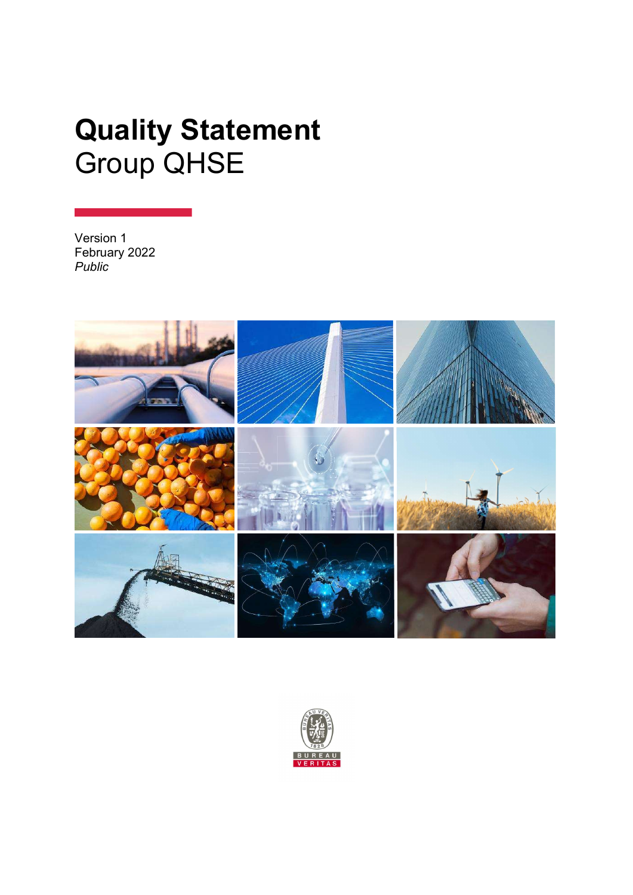# Quality Statement

Group QHSE

Version 1
February 2022
*Public*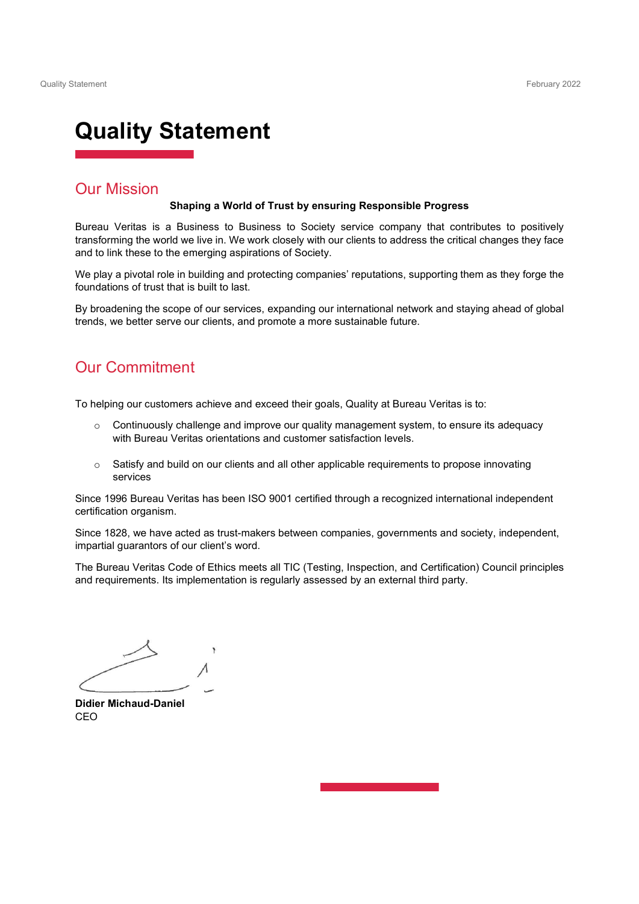# Quality Statement

## Our Mission

**Shaping a World of Trust by ensuring Responsible Progress**

Bureau Veritas is a Business to Business to Society service company that contributes to positively transforming the world we live in. We work closely with our clients to address the critical changes they face and to link these to the emerging aspirations of Society.

We play a pivotal role in building and protecting companies' reputations, supporting them as they forge the foundations of trust that is built to last.

By broadening the scope of our services, expanding our international network and staying ahead of global trends, we better serve our clients, and promote a more sustainable future.

## Our Commitment

To helping our customers achieve and exceed their goals, Quality at Bureau Veritas is to:

- Continuously challenge and improve our quality management system, to ensure its adequacy with Bureau Veritas orientations and customer satisfaction levels.
- Satisfy and build on our clients and all other applicable requirements to propose innovating services

Since 1996 Bureau Veritas has been ISO 9001 certified through a recognized international independent certification organism.

Since 1828, we have acted as trust-makers between companies, governments and society, independent, impartial guarantors of our client's word.

The Bureau Veritas Code of Ethics meets all TIC (Testing, Inspection, and Certification) Council principles and requirements. Its implementation is regularly assessed by an external third party.

**Didier Michaud-Daniel**
CEO